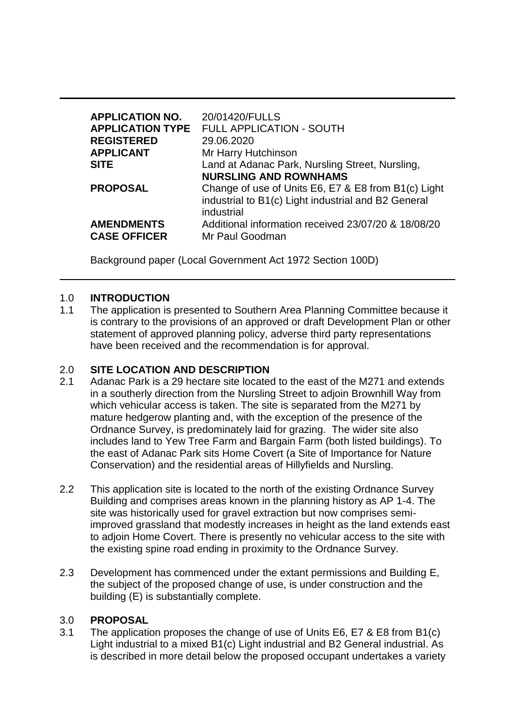| | |
|---|---|
| **APPLICATION NO.** | 20/01420/FULLS |
| **APPLICATION TYPE** | FULL APPLICATION - SOUTH |
| **REGISTERED** | 29.06.2020 |
| **APPLICANT** | Mr Harry Hutchinson |
| **SITE** | Land at Adanac Park, Nursling Street, Nursling, **NURSLING AND ROWNHAMS** |
| **PROPOSAL** | Change of use of Units E6, E7 & E8 from B1(c) Light industrial to B1(c) Light industrial and B2 General industrial |
| **AMENDMENTS** | Additional information received 23/07/20 & 18/08/20 |
| **CASE OFFICER** | Mr Paul Goodman |

Background paper (Local Government Act 1972 Section 100D)

## 1.0 INTRODUCTION

1.1 The application is presented to Southern Area Planning Committee because it is contrary to the provisions of an approved or draft Development Plan or other statement of approved planning policy, adverse third party representations have been received and the recommendation is for approval.

## 2.0 SITE LOCATION AND DESCRIPTION

2.1 Adanac Park is a 29 hectare site located to the east of the M271 and extends in a southerly direction from the Nursling Street to adjoin Brownhill Way from which vehicular access is taken. The site is separated from the M271 by mature hedgerow planting and, with the exception of the presence of the Ordnance Survey, is predominately laid for grazing. The wider site also includes land to Yew Tree Farm and Bargain Farm (both listed buildings). To the east of Adanac Park sits Home Covert (a Site of Importance for Nature Conservation) and the residential areas of Hillyfields and Nursling.

2.2 This application site is located to the north of the existing Ordnance Survey Building and comprises areas known in the planning history as AP 1-4. The site was historically used for gravel extraction but now comprises semi-improved grassland that modestly increases in height as the land extends east to adjoin Home Covert. There is presently no vehicular access to the site with the existing spine road ending in proximity to the Ordnance Survey.

2.3 Development has commenced under the extant permissions and Building E, the subject of the proposed change of use, is under construction and the building (E) is substantially complete.

## 3.0 PROPOSAL

3.1 The application proposes the change of use of Units E6, E7 & E8 from B1(c) Light industrial to a mixed B1(c) Light industrial and B2 General industrial. As is described in more detail below the proposed occupant undertakes a variety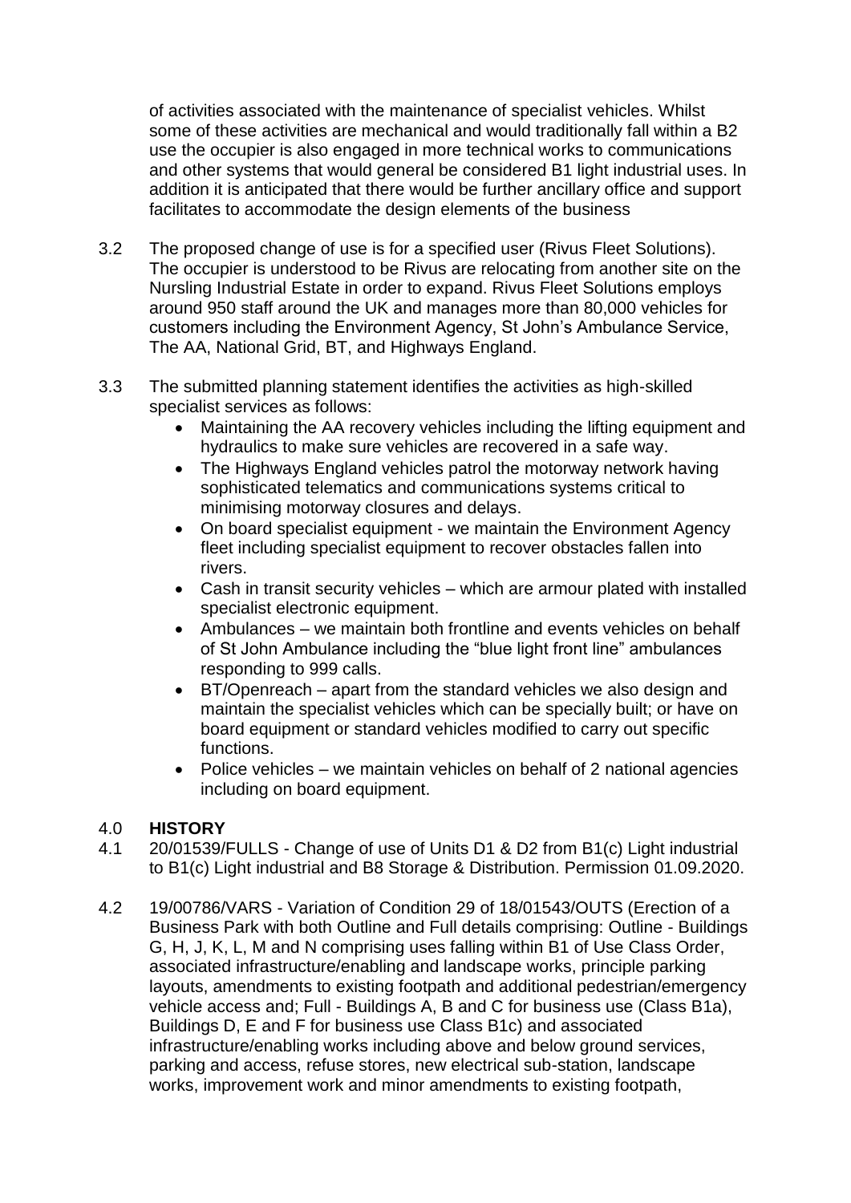of activities associated with the maintenance of specialist vehicles. Whilst some of these activities are mechanical and would traditionally fall within a B2 use the occupier is also engaged in more technical works to communications and other systems that would general be considered B1 light industrial uses. In addition it is anticipated that there would be further ancillary office and support facilitates to accommodate the design elements of the business

3.2 The proposed change of use is for a specified user (Rivus Fleet Solutions). The occupier is understood to be Rivus are relocating from another site on the Nursling Industrial Estate in order to expand. Rivus Fleet Solutions employs around 950 staff around the UK and manages more than 80,000 vehicles for customers including the Environment Agency, St John's Ambulance Service, The AA, National Grid, BT, and Highways England.

3.3 The submitted planning statement identifies the activities as high-skilled specialist services as follows:

- Maintaining the AA recovery vehicles including the lifting equipment and hydraulics to make sure vehicles are recovered in a safe way.
- The Highways England vehicles patrol the motorway network having sophisticated telematics and communications systems critical to minimising motorway closures and delays.
- On board specialist equipment - we maintain the Environment Agency fleet including specialist equipment to recover obstacles fallen into rivers.
- Cash in transit security vehicles – which are armour plated with installed specialist electronic equipment.
- Ambulances – we maintain both frontline and events vehicles on behalf of St John Ambulance including the "blue light front line" ambulances responding to 999 calls.
- BT/Openreach – apart from the standard vehicles we also design and maintain the specialist vehicles which can be specially built; or have on board equipment or standard vehicles modified to carry out specific functions.
- Police vehicles – we maintain vehicles on behalf of 2 national agencies including on board equipment.

## 4.0 HISTORY

4.1 20/01539/FULLS - Change of use of Units D1 & D2 from B1(c) Light industrial to B1(c) Light industrial and B8 Storage & Distribution. Permission 01.09.2020.

4.2 19/00786/VARS - Variation of Condition 29 of 18/01543/OUTS (Erection of a Business Park with both Outline and Full details comprising: Outline - Buildings G, H, J, K, L, M and N comprising uses falling within B1 of Use Class Order, associated infrastructure/enabling and landscape works, principle parking layouts, amendments to existing footpath and additional pedestrian/emergency vehicle access and; Full - Buildings A, B and C for business use (Class B1a), Buildings D, E and F for business use Class B1c) and associated infrastructure/enabling works including above and below ground services, parking and access, refuse stores, new electrical sub-station, landscape works, improvement work and minor amendments to existing footpath,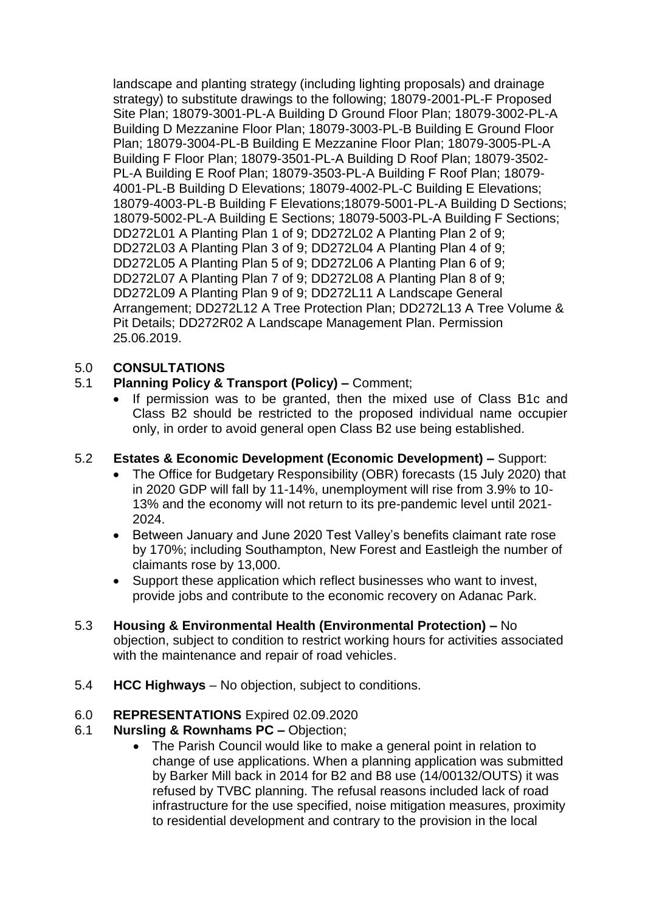landscape and planting strategy (including lighting proposals) and drainage strategy) to substitute drawings to the following; 18079-2001-PL-F Proposed Site Plan; 18079-3001-PL-A Building D Ground Floor Plan; 18079-3002-PL-A Building D Mezzanine Floor Plan; 18079-3003-PL-B Building E Ground Floor Plan; 18079-3004-PL-B Building E Mezzanine Floor Plan; 18079-3005-PL-A Building F Floor Plan; 18079-3501-PL-A Building D Roof Plan; 18079-3502-PL-A Building E Roof Plan; 18079-3503-PL-A Building F Roof Plan; 18079-4001-PL-B Building D Elevations; 18079-4002-PL-C Building E Elevations; 18079-4003-PL-B Building F Elevations;18079-5001-PL-A Building D Sections; 18079-5002-PL-A Building E Sections; 18079-5003-PL-A Building F Sections; DD272L01 A Planting Plan 1 of 9; DD272L02 A Planting Plan 2 of 9; DD272L03 A Planting Plan 3 of 9; DD272L04 A Planting Plan 4 of 9; DD272L05 A Planting Plan 5 of 9; DD272L06 A Planting Plan 6 of 9; DD272L07 A Planting Plan 7 of 9; DD272L08 A Planting Plan 8 of 9; DD272L09 A Planting Plan 9 of 9; DD272L11 A Landscape General Arrangement; DD272L12 A Tree Protection Plan; DD272L13 A Tree Volume & Pit Details; DD272R02 A Landscape Management Plan. Permission 25.06.2019.

## 5.0 CONSULTATIONS

5.1 **Planning Policy & Transport (Policy) –** Comment;

- If permission was to be granted, then the mixed use of Class B1c and Class B2 should be restricted to the proposed individual name occupier only, in order to avoid general open Class B2 use being established.

5.2 **Estates & Economic Development (Economic Development) –** Support:

- The Office for Budgetary Responsibility (OBR) forecasts (15 July 2020) that in 2020 GDP will fall by 11-14%, unemployment will rise from 3.9% to 10-13% and the economy will not return to its pre-pandemic level until 2021-2024.
- Between January and June 2020 Test Valley's benefits claimant rate rose by 170%; including Southampton, New Forest and Eastleigh the number of claimants rose by 13,000.
- Support these application which reflect businesses who want to invest, provide jobs and contribute to the economic recovery on Adanac Park.

5.3 **Housing & Environmental Health (Environmental Protection) –** No objection, subject to condition to restrict working hours for activities associated with the maintenance and repair of road vehicles.

5.4 **HCC Highways** – No objection, subject to conditions.

## 6.0 REPRESENTATIONS Expired 02.09.2020

6.1 **Nursling & Rownhams PC –** Objection;

- The Parish Council would like to make a general point in relation to change of use applications. When a planning application was submitted by Barker Mill back in 2014 for B2 and B8 use (14/00132/OUTS) it was refused by TVBC planning. The refusal reasons included lack of road infrastructure for the use specified, noise mitigation measures, proximity to residential development and contrary to the provision in the local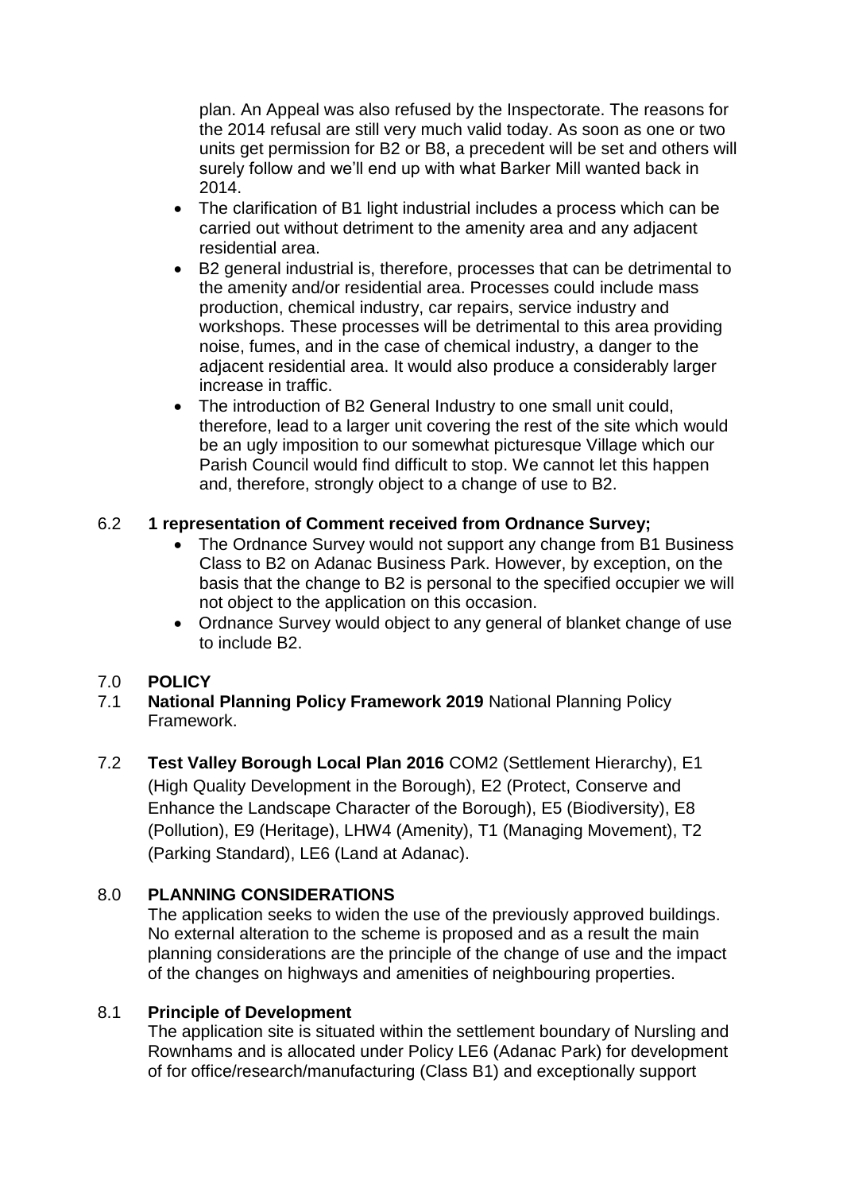plan. An Appeal was also refused by the Inspectorate. The reasons for the 2014 refusal are still very much valid today. As soon as one or two units get permission for B2 or B8, a precedent will be set and others will surely follow and we'll end up with what Barker Mill wanted back in 2014.

- The clarification of B1 light industrial includes a process which can be carried out without detriment to the amenity area and any adjacent residential area.
- B2 general industrial is, therefore, processes that can be detrimental to the amenity and/or residential area. Processes could include mass production, chemical industry, car repairs, service industry and workshops. These processes will be detrimental to this area providing noise, fumes, and in the case of chemical industry, a danger to the adjacent residential area. It would also produce a considerably larger increase in traffic.
- The introduction of B2 General Industry to one small unit could, therefore, lead to a larger unit covering the rest of the site which would be an ugly imposition to our somewhat picturesque Village which our Parish Council would find difficult to stop. We cannot let this happen and, therefore, strongly object to a change of use to B2.

6.2 **1 representation of Comment received from Ordnance Survey;**

- The Ordnance Survey would not support any change from B1 Business Class to B2 on Adanac Business Park. However, by exception, on the basis that the change to B2 is personal to the specified occupier we will not object to the application on this occasion.
- Ordnance Survey would object to any general of blanket change of use to include B2.

## 7.0 POLICY

7.1 **National Planning Policy Framework 2019** National Planning Policy Framework.

7.2 **Test Valley Borough Local Plan 2016** COM2 (Settlement Hierarchy), E1 (High Quality Development in the Borough), E2 (Protect, Conserve and Enhance the Landscape Character of the Borough), E5 (Biodiversity), E8 (Pollution), E9 (Heritage), LHW4 (Amenity), T1 (Managing Movement), T2 (Parking Standard), LE6 (Land at Adanac).

## 8.0 PLANNING CONSIDERATIONS

The application seeks to widen the use of the previously approved buildings. No external alteration to the scheme is proposed and as a result the main planning considerations are the principle of the change of use and the impact of the changes on highways and amenities of neighbouring properties.

### 8.1 Principle of Development

The application site is situated within the settlement boundary of Nursling and Rownhams and is allocated under Policy LE6 (Adanac Park) for development of for office/research/manufacturing (Class B1) and exceptionally support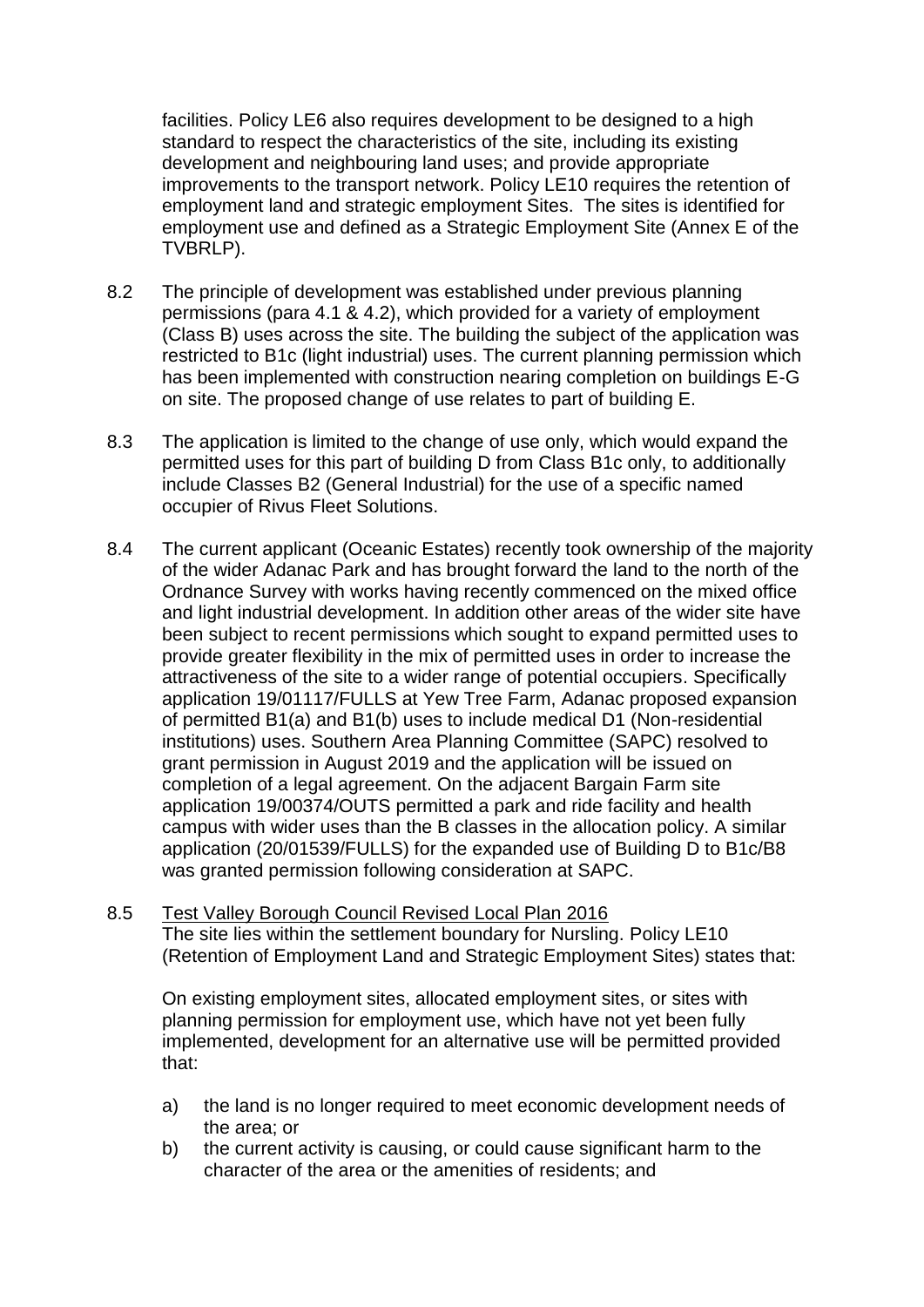facilities. Policy LE6 also requires development to be designed to a high standard to respect the characteristics of the site, including its existing development and neighbouring land uses; and provide appropriate improvements to the transport network. Policy LE10 requires the retention of employment land and strategic employment Sites. The sites is identified for employment use and defined as a Strategic Employment Site (Annex E of the TVBRLP).

8.2 The principle of development was established under previous planning permissions (para 4.1 & 4.2), which provided for a variety of employment (Class B) uses across the site. The building the subject of the application was restricted to B1c (light industrial) uses. The current planning permission which has been implemented with construction nearing completion on buildings E-G on site. The proposed change of use relates to part of building E.

8.3 The application is limited to the change of use only, which would expand the permitted uses for this part of building D from Class B1c only, to additionally include Classes B2 (General Industrial) for the use of a specific named occupier of Rivus Fleet Solutions.

8.4 The current applicant (Oceanic Estates) recently took ownership of the majority of the wider Adanac Park and has brought forward the land to the north of the Ordnance Survey with works having recently commenced on the mixed office and light industrial development. In addition other areas of the wider site have been subject to recent permissions which sought to expand permitted uses to provide greater flexibility in the mix of permitted uses in order to increase the attractiveness of the site to a wider range of potential occupiers. Specifically application 19/01117/FULLS at Yew Tree Farm, Adanac proposed expansion of permitted B1(a) and B1(b) uses to include medical D1 (Non-residential institutions) uses. Southern Area Planning Committee (SAPC) resolved to grant permission in August 2019 and the application will be issued on completion of a legal agreement. On the adjacent Bargain Farm site application 19/00374/OUTS permitted a park and ride facility and health campus with wider uses than the B classes in the allocation policy. A similar application (20/01539/FULLS) for the expanded use of Building D to B1c/B8 was granted permission following consideration at SAPC.

8.5 <u>Test Valley Borough Council Revised Local Plan 2016</u>
The site lies within the settlement boundary for Nursling. Policy LE10 (Retention of Employment Land and Strategic Employment Sites) states that:

On existing employment sites, allocated employment sites, or sites with planning permission for employment use, which have not yet been fully implemented, development for an alternative use will be permitted provided that:

a) the land is no longer required to meet economic development needs of the area; or
b) the current activity is causing, or could cause significant harm to the character of the area or the amenities of residents; and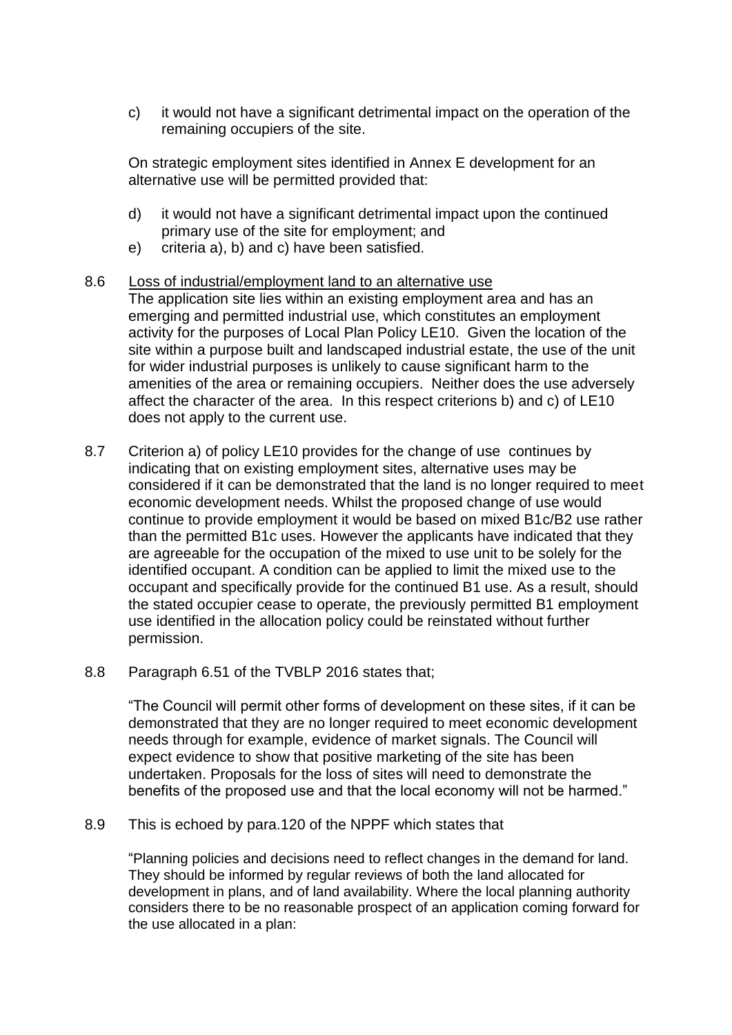c) it would not have a significant detrimental impact on the operation of the remaining occupiers of the site.

On strategic employment sites identified in Annex E development for an alternative use will be permitted provided that:

d) it would not have a significant detrimental impact upon the continued primary use of the site for employment; and
e) criteria a), b) and c) have been satisfied.

8.6 Loss of industrial/employment land to an alternative use
The application site lies within an existing employment area and has an emerging and permitted industrial use, which constitutes an employment activity for the purposes of Local Plan Policy LE10. Given the location of the site within a purpose built and landscaped industrial estate, the use of the unit for wider industrial purposes is unlikely to cause significant harm to the amenities of the area or remaining occupiers. Neither does the use adversely affect the character of the area. In this respect criterions b) and c) of LE10 does not apply to the current use.

8.7 Criterion a) of policy LE10 provides for the change of use continues by indicating that on existing employment sites, alternative uses may be considered if it can be demonstrated that the land is no longer required to meet economic development needs. Whilst the proposed change of use would continue to provide employment it would be based on mixed B1c/B2 use rather than the permitted B1c uses. However the applicants have indicated that they are agreeable for the occupation of the mixed to use unit to be solely for the identified occupant. A condition can be applied to limit the mixed use to the occupant and specifically provide for the continued B1 use. As a result, should the stated occupier cease to operate, the previously permitted B1 employment use identified in the allocation policy could be reinstated without further permission.

8.8 Paragraph 6.51 of the TVBLP 2016 states that;

"The Council will permit other forms of development on these sites, if it can be demonstrated that they are no longer required to meet economic development needs through for example, evidence of market signals. The Council will expect evidence to show that positive marketing of the site has been undertaken. Proposals for the loss of sites will need to demonstrate the benefits of the proposed use and that the local economy will not be harmed."

8.9 This is echoed by para.120 of the NPPF which states that

"Planning policies and decisions need to reflect changes in the demand for land. They should be informed by regular reviews of both the land allocated for development in plans, and of land availability. Where the local planning authority considers there to be no reasonable prospect of an application coming forward for the use allocated in a plan: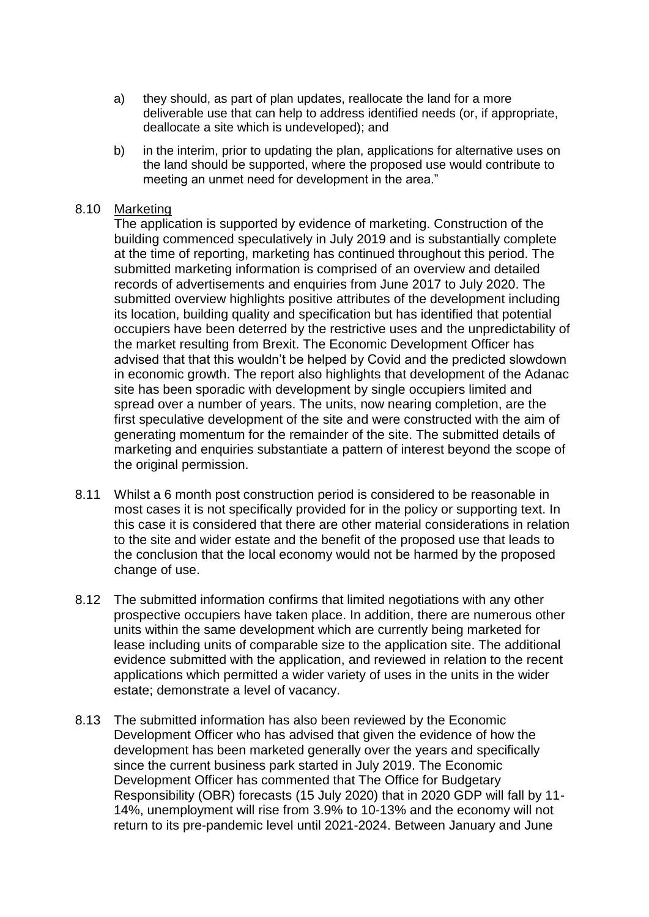a) they should, as part of plan updates, reallocate the land for a more deliverable use that can help to address identified needs (or, if appropriate, deallocate a site which is undeveloped); and

b) in the interim, prior to updating the plan, applications for alternative uses on the land should be supported, where the proposed use would contribute to meeting an unmet need for development in the area."

8.10 Marketing

The application is supported by evidence of marketing. Construction of the building commenced speculatively in July 2019 and is substantially complete at the time of reporting, marketing has continued throughout this period. The submitted marketing information is comprised of an overview and detailed records of advertisements and enquiries from June 2017 to July 2020. The submitted overview highlights positive attributes of the development including its location, building quality and specification but has identified that potential occupiers have been deterred by the restrictive uses and the unpredictability of the market resulting from Brexit. The Economic Development Officer has advised that that this wouldn't be helped by Covid and the predicted slowdown in economic growth. The report also highlights that development of the Adanac site has been sporadic with development by single occupiers limited and spread over a number of years. The units, now nearing completion, are the first speculative development of the site and were constructed with the aim of generating momentum for the remainder of the site. The submitted details of marketing and enquiries substantiate a pattern of interest beyond the scope of the original permission.

8.11 Whilst a 6 month post construction period is considered to be reasonable in most cases it is not specifically provided for in the policy or supporting text. In this case it is considered that there are other material considerations in relation to the site and wider estate and the benefit of the proposed use that leads to the conclusion that the local economy would not be harmed by the proposed change of use.

8.12 The submitted information confirms that limited negotiations with any other prospective occupiers have taken place. In addition, there are numerous other units within the same development which are currently being marketed for lease including units of comparable size to the application site. The additional evidence submitted with the application, and reviewed in relation to the recent applications which permitted a wider variety of uses in the units in the wider estate; demonstrate a level of vacancy.

8.13 The submitted information has also been reviewed by the Economic Development Officer who has advised that given the evidence of how the development has been marketed generally over the years and specifically since the current business park started in July 2019. The Economic Development Officer has commented that The Office for Budgetary Responsibility (OBR) forecasts (15 July 2020) that in 2020 GDP will fall by 11-14%, unemployment will rise from 3.9% to 10-13% and the economy will not return to its pre-pandemic level until 2021-2024. Between January and June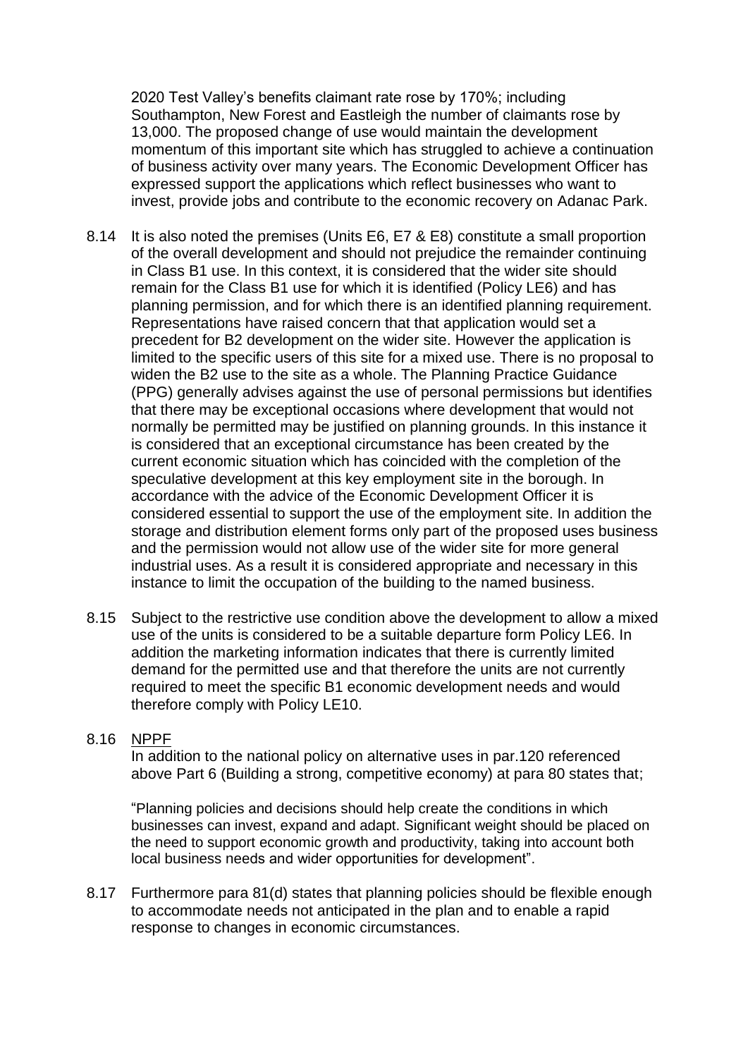2020 Test Valley's benefits claimant rate rose by 170%; including Southampton, New Forest and Eastleigh the number of claimants rose by 13,000. The proposed change of use would maintain the development momentum of this important site which has struggled to achieve a continuation of business activity over many years. The Economic Development Officer has expressed support the applications which reflect businesses who want to invest, provide jobs and contribute to the economic recovery on Adanac Park.

8.14 It is also noted the premises (Units E6, E7 & E8) constitute a small proportion of the overall development and should not prejudice the remainder continuing in Class B1 use. In this context, it is considered that the wider site should remain for the Class B1 use for which it is identified (Policy LE6) and has planning permission, and for which there is an identified planning requirement. Representations have raised concern that that application would set a precedent for B2 development on the wider site. However the application is limited to the specific users of this site for a mixed use. There is no proposal to widen the B2 use to the site as a whole. The Planning Practice Guidance (PPG) generally advises against the use of personal permissions but identifies that there may be exceptional occasions where development that would not normally be permitted may be justified on planning grounds. In this instance it is considered that an exceptional circumstance has been created by the current economic situation which has coincided with the completion of the speculative development at this key employment site in the borough. In accordance with the advice of the Economic Development Officer it is considered essential to support the use of the employment site. In addition the storage and distribution element forms only part of the proposed uses business and the permission would not allow use of the wider site for more general industrial uses. As a result it is considered appropriate and necessary in this instance to limit the occupation of the building to the named business.

8.15 Subject to the restrictive use condition above the development to allow a mixed use of the units is considered to be a suitable departure form Policy LE6. In addition the marketing information indicates that there is currently limited demand for the permitted use and that therefore the units are not currently required to meet the specific B1 economic development needs and would therefore comply with Policy LE10.

8.16 NPPF

In addition to the national policy on alternative uses in par.120 referenced above Part 6 (Building a strong, competitive economy) at para 80 states that;

"Planning policies and decisions should help create the conditions in which businesses can invest, expand and adapt. Significant weight should be placed on the need to support economic growth and productivity, taking into account both local business needs and wider opportunities for development".

8.17 Furthermore para 81(d) states that planning policies should be flexible enough to accommodate needs not anticipated in the plan and to enable a rapid response to changes in economic circumstances.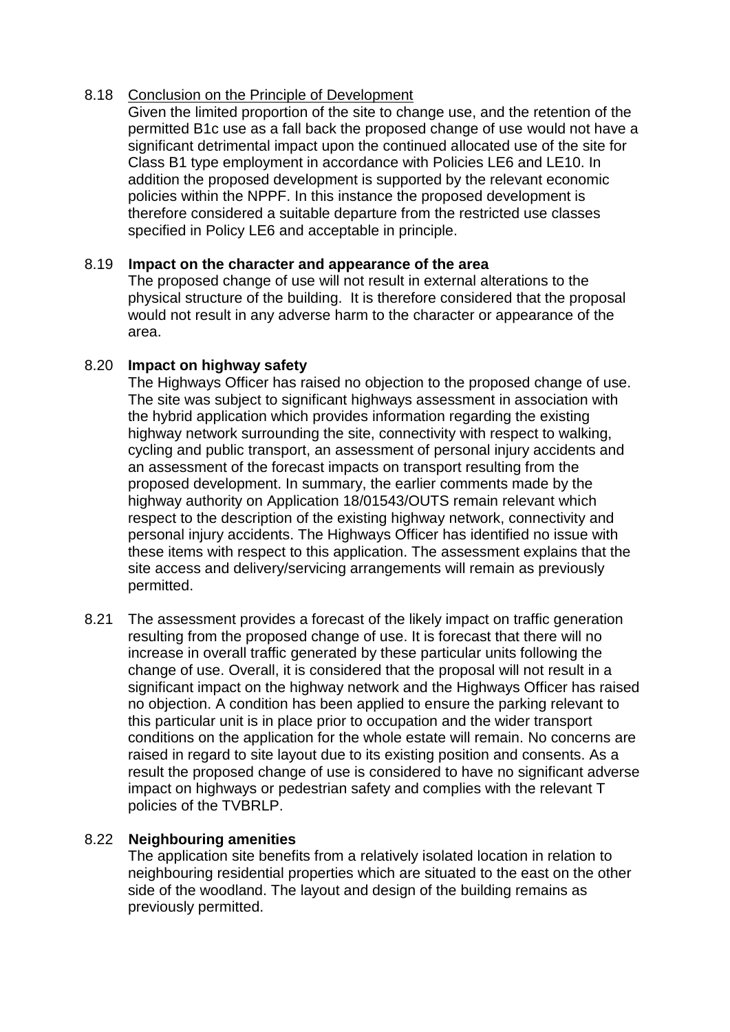8.18 Conclusion on the Principle of Development

Given the limited proportion of the site to change use, and the retention of the permitted B1c use as a fall back the proposed change of use would not have a significant detrimental impact upon the continued allocated use of the site for Class B1 type employment in accordance with Policies LE6 and LE10. In addition the proposed development is supported by the relevant economic policies within the NPPF. In this instance the proposed development is therefore considered a suitable departure from the restricted use classes specified in Policy LE6 and acceptable in principle.

8.19 **Impact on the character and appearance of the area**

The proposed change of use will not result in external alterations to the physical structure of the building. It is therefore considered that the proposal would not result in any adverse harm to the character or appearance of the area.

8.20 **Impact on highway safety**

The Highways Officer has raised no objection to the proposed change of use. The site was subject to significant highways assessment in association with the hybrid application which provides information regarding the existing highway network surrounding the site, connectivity with respect to walking, cycling and public transport, an assessment of personal injury accidents and an assessment of the forecast impacts on transport resulting from the proposed development. In summary, the earlier comments made by the highway authority on Application 18/01543/OUTS remain relevant which respect to the description of the existing highway network, connectivity and personal injury accidents. The Highways Officer has identified no issue with these items with respect to this application. The assessment explains that the site access and delivery/servicing arrangements will remain as previously permitted.

8.21 The assessment provides a forecast of the likely impact on traffic generation resulting from the proposed change of use. It is forecast that there will no increase in overall traffic generated by these particular units following the change of use. Overall, it is considered that the proposal will not result in a significant impact on the highway network and the Highways Officer has raised no objection. A condition has been applied to ensure the parking relevant to this particular unit is in place prior to occupation and the wider transport conditions on the application for the whole estate will remain. No concerns are raised in regard to site layout due to its existing position and consents. As a result the proposed change of use is considered to have no significant adverse impact on highways or pedestrian safety and complies with the relevant T policies of the TVBRLP.

8.22 **Neighbouring amenities**

The application site benefits from a relatively isolated location in relation to neighbouring residential properties which are situated to the east on the other side of the woodland. The layout and design of the building remains as previously permitted.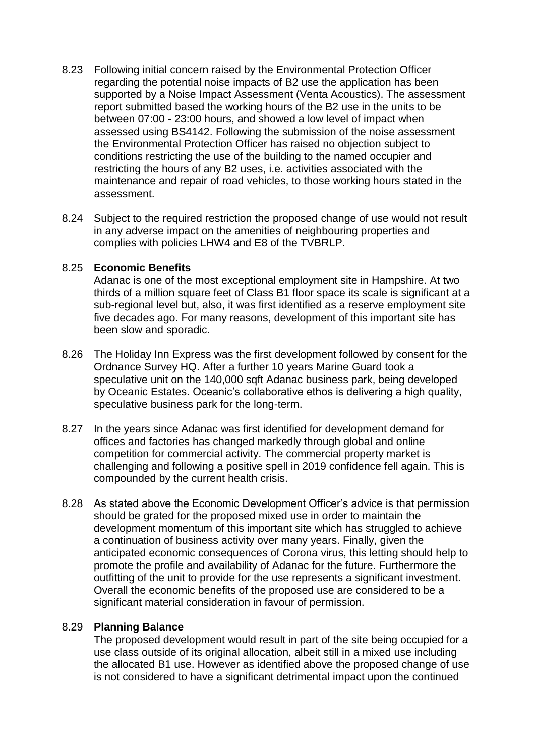8.23 Following initial concern raised by the Environmental Protection Officer regarding the potential noise impacts of B2 use the application has been supported by a Noise Impact Assessment (Venta Acoustics). The assessment report submitted based the working hours of the B2 use in the units to be between 07:00 - 23:00 hours, and showed a low level of impact when assessed using BS4142. Following the submission of the noise assessment the Environmental Protection Officer has raised no objection subject to conditions restricting the use of the building to the named occupier and restricting the hours of any B2 uses, i.e. activities associated with the maintenance and repair of road vehicles, to those working hours stated in the assessment.

8.24 Subject to the required restriction the proposed change of use would not result in any adverse impact on the amenities of neighbouring properties and complies with policies LHW4 and E8 of the TVBRLP.

8.25 **Economic Benefits**
Adanac is one of the most exceptional employment site in Hampshire. At two thirds of a million square feet of Class B1 floor space its scale is significant at a sub-regional level but, also, it was first identified as a reserve employment site five decades ago. For many reasons, development of this important site has been slow and sporadic.

8.26 The Holiday Inn Express was the first development followed by consent for the Ordnance Survey HQ. After a further 10 years Marine Guard took a speculative unit on the 140,000 sqft Adanac business park, being developed by Oceanic Estates. Oceanic's collaborative ethos is delivering a high quality, speculative business park for the long-term.

8.27 In the years since Adanac was first identified for development demand for offices and factories has changed markedly through global and online competition for commercial activity. The commercial property market is challenging and following a positive spell in 2019 confidence fell again. This is compounded by the current health crisis.

8.28 As stated above the Economic Development Officer's advice is that permission should be grated for the proposed mixed use in order to maintain the development momentum of this important site which has struggled to achieve a continuation of business activity over many years. Finally, given the anticipated economic consequences of Corona virus, this letting should help to promote the profile and availability of Adanac for the future. Furthermore the outfitting of the unit to provide for the use represents a significant investment. Overall the economic benefits of the proposed use are considered to be a significant material consideration in favour of permission.

8.29 **Planning Balance**
The proposed development would result in part of the site being occupied for a use class outside of its original allocation, albeit still in a mixed use including the allocated B1 use. However as identified above the proposed change of use is not considered to have a significant detrimental impact upon the continued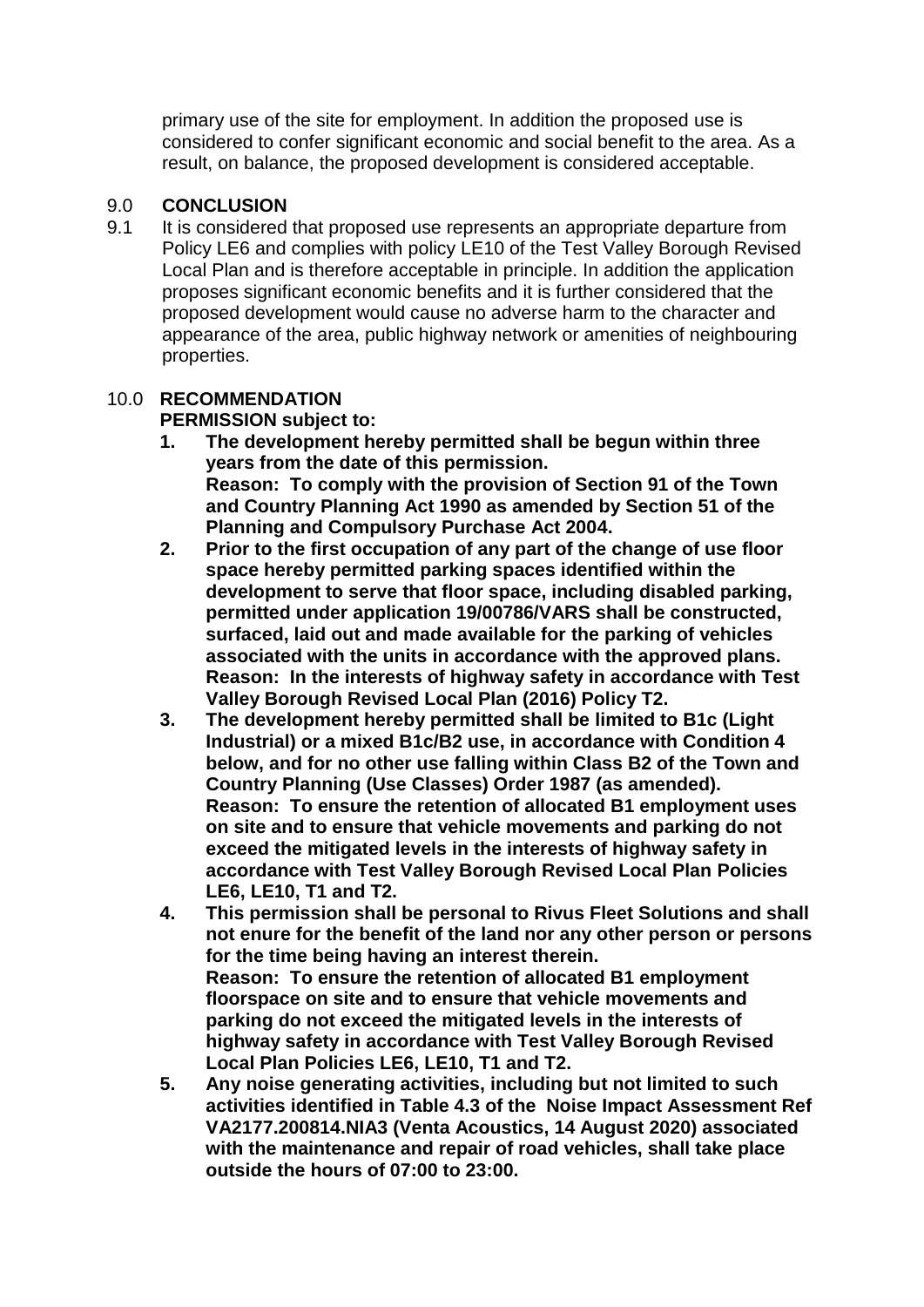primary use of the site for employment. In addition the proposed use is considered to confer significant economic and social benefit to the area. As a result, on balance, the proposed development is considered acceptable.

## 9.0 CONCLUSION

9.1 It is considered that proposed use represents an appropriate departure from Policy LE6 and complies with policy LE10 of the Test Valley Borough Revised Local Plan and is therefore acceptable in principle. In addition the application proposes significant economic benefits and it is further considered that the proposed development would cause no adverse harm to the character and appearance of the area, public highway network or amenities of neighbouring properties.

## 10.0 RECOMMENDATION

**PERMISSION subject to:**

1. **The development hereby permitted shall be begun within three years from the date of this permission.**
   **Reason: To comply with the provision of Section 91 of the Town and Country Planning Act 1990 as amended by Section 51 of the Planning and Compulsory Purchase Act 2004.**
2. **Prior to the first occupation of any part of the change of use floor space hereby permitted parking spaces identified within the development to serve that floor space, including disabled parking, permitted under application 19/00786/VARS shall be constructed, surfaced, laid out and made available for the parking of vehicles associated with the units in accordance with the approved plans.**
   **Reason: In the interests of highway safety in accordance with Test Valley Borough Revised Local Plan (2016) Policy T2.**
3. **The development hereby permitted shall be limited to B1c (Light Industrial) or a mixed B1c/B2 use, in accordance with Condition 4 below, and for no other use falling within Class B2 of the Town and Country Planning (Use Classes) Order 1987 (as amended).**
   **Reason: To ensure the retention of allocated B1 employment uses on site and to ensure that vehicle movements and parking do not exceed the mitigated levels in the interests of highway safety in accordance with Test Valley Borough Revised Local Plan Policies LE6, LE10, T1 and T2.**
4. **This permission shall be personal to Rivus Fleet Solutions and shall not enure for the benefit of the land nor any other person or persons for the time being having an interest therein.**
   **Reason: To ensure the retention of allocated B1 employment floorspace on site and to ensure that vehicle movements and parking do not exceed the mitigated levels in the interests of highway safety in accordance with Test Valley Borough Revised Local Plan Policies LE6, LE10, T1 and T2.**
5. **Any noise generating activities, including but not limited to such activities identified in Table 4.3 of the Noise Impact Assessment Ref VA2177.200814.NIA3 (Venta Acoustics, 14 August 2020) associated with the maintenance and repair of road vehicles, shall take place outside the hours of 07:00 to 23:00.**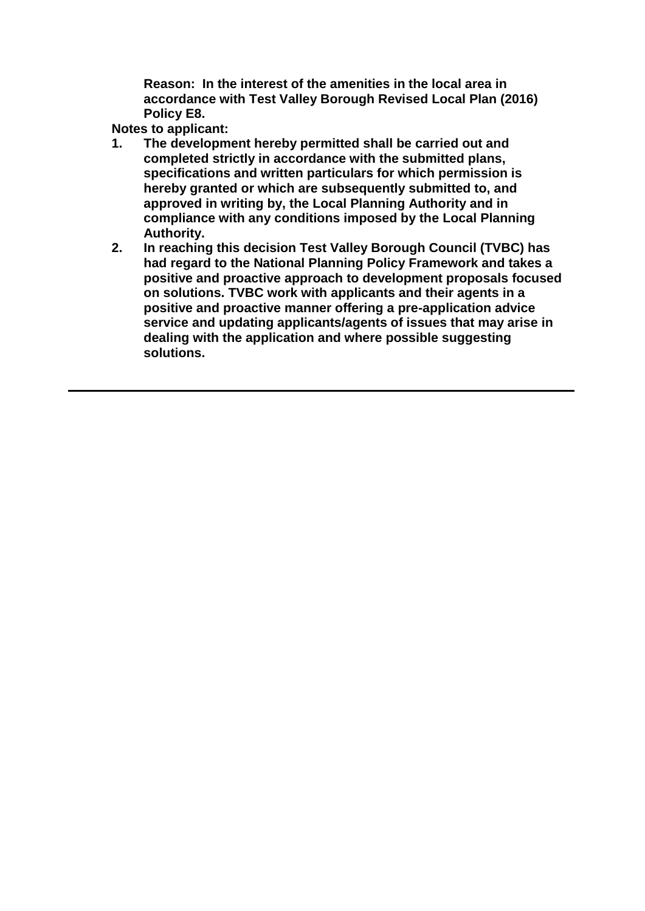**Reason: In the interest of the amenities in the local area in accordance with Test Valley Borough Revised Local Plan (2016) Policy E8.**

**Notes to applicant:**

1. **The development hereby permitted shall be carried out and completed strictly in accordance with the submitted plans, specifications and written particulars for which permission is hereby granted or which are subsequently submitted to, and approved in writing by, the Local Planning Authority and in compliance with any conditions imposed by the Local Planning Authority.**
2. **In reaching this decision Test Valley Borough Council (TVBC) has had regard to the National Planning Policy Framework and takes a positive and proactive approach to development proposals focused on solutions. TVBC work with applicants and their agents in a positive and proactive manner offering a pre-application advice service and updating applicants/agents of issues that may arise in dealing with the application and where possible suggesting solutions.**

---